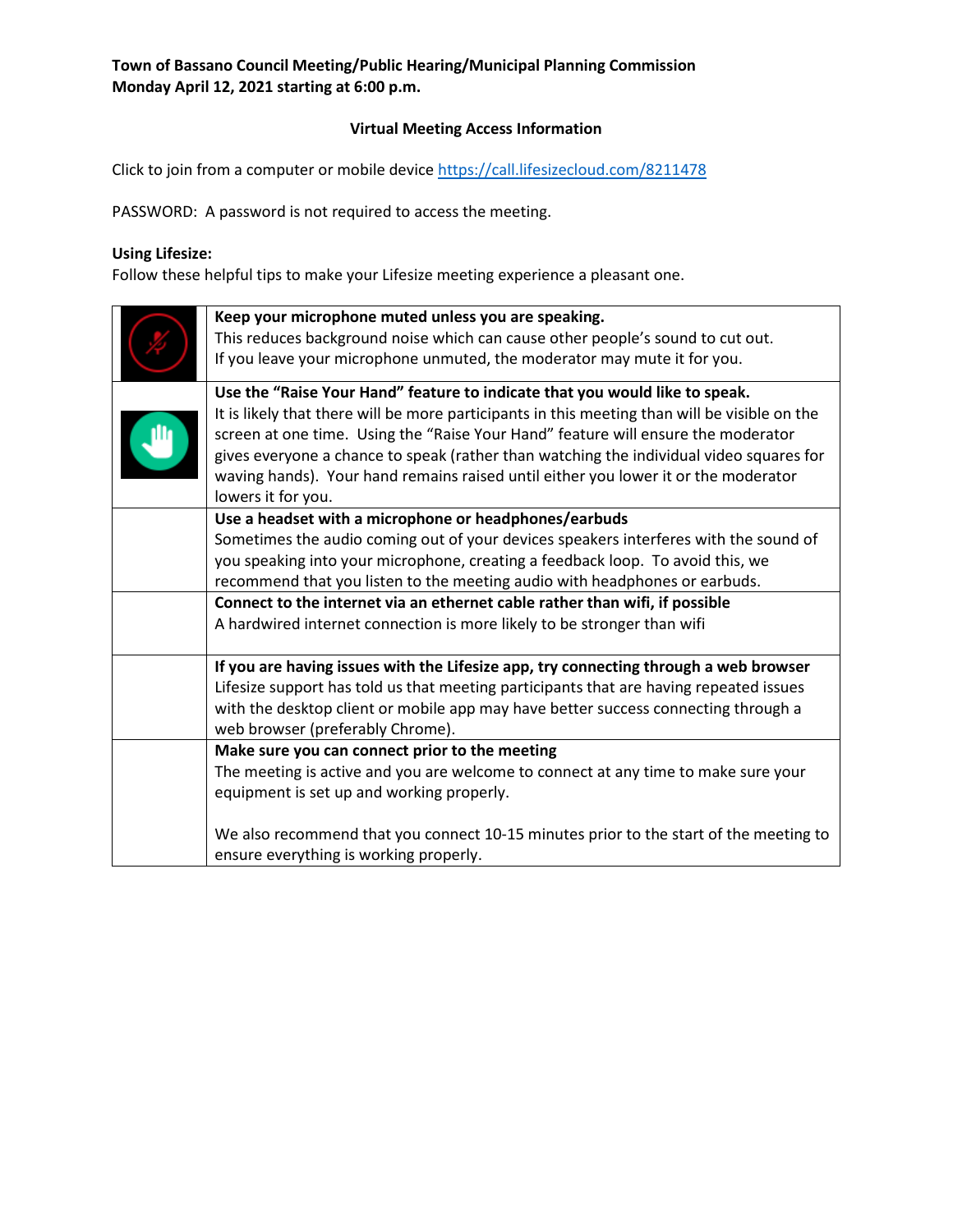**Town of Bassano Council Meeting/Public Hearing/Municipal Planning Commission**
**Monday April 12, 2021 starting at 6:00 p.m.**

**Virtual Meeting Access Information**

Click to join from a computer or mobile device https://call.lifesizecloud.com/8211478

PASSWORD: A password is not required to access the meeting.

**Using Lifesize:**
Follow these helpful tips to make your Lifesize meeting experience a pleasant one.

| | |
|---|---|
| | **Keep your microphone muted unless you are speaking.** This reduces background noise which can cause other people's sound to cut out. If you leave your microphone unmuted, the moderator may mute it for you. |
| | **Use the "Raise Your Hand" feature to indicate that you would like to speak.** It is likely that there will be more participants in this meeting than will be visible on the screen at one time. Using the "Raise Your Hand" feature will ensure the moderator gives everyone a chance to speak (rather than watching the individual video squares for waving hands). Your hand remains raised until either you lower it or the moderator lowers it for you. |
| | **Use a headset with a microphone or headphones/earbuds** Sometimes the audio coming out of your devices speakers interferes with the sound of you speaking into your microphone, creating a feedback loop. To avoid this, we recommend that you listen to the meeting audio with headphones or earbuds. |
| | **Connect to the internet via an ethernet cable rather than wifi, if possible** A hardwired internet connection is more likely to be stronger than wifi |
| | **If you are having issues with the Lifesize app, try connecting through a web browser** Lifesize support has told us that meeting participants that are having repeated issues with the desktop client or mobile app may have better success connecting through a web browser (preferably Chrome). |
| | **Make sure you can connect prior to the meeting** The meeting is active and you are welcome to connect at any time to make sure your equipment is set up and working properly. We also recommend that you connect 10-15 minutes prior to the start of the meeting to ensure everything is working properly. |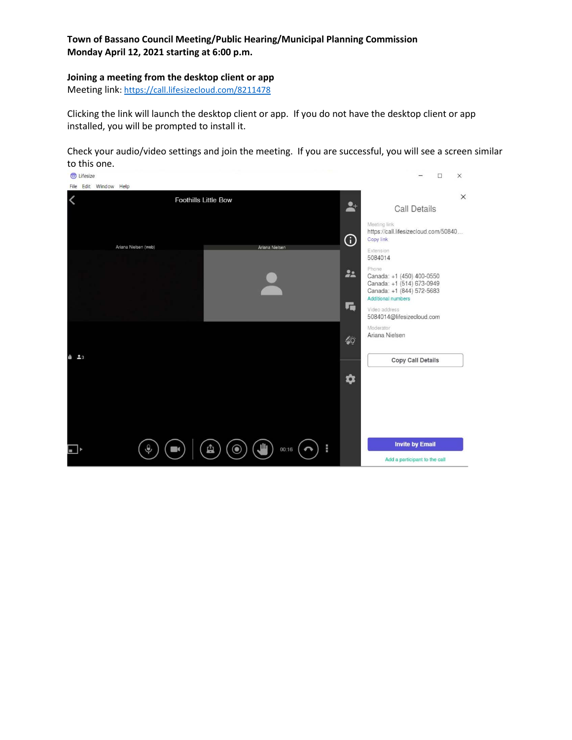**Town of Bassano Council Meeting/Public Hearing/Municipal Planning Commission**
**Monday April 12, 2021 starting at 6:00 p.m.**

**Joining a meeting from the desktop client or app**
Meeting link: https://call.lifesizecloud.com/8211478

Clicking the link will launch the desktop client or app. If you do not have the desktop client or app installed, you will be prompted to install it.

Check your audio/video settings and join the meeting. If you are successful, you will see a screen similar to this one.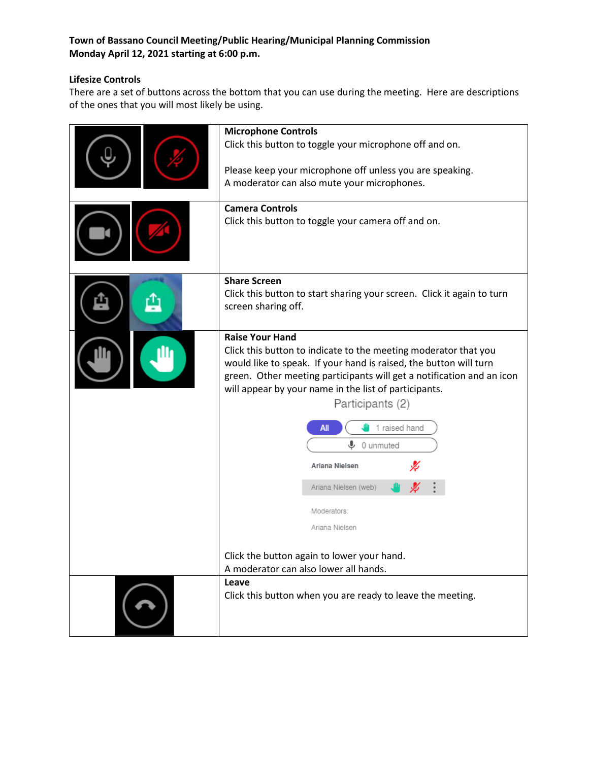**Town of Bassano Council Meeting/Public Hearing/Municipal Planning Commission**
**Monday April 12, 2021 starting at 6:00 p.m.**

**Lifesize Controls**

There are a set of buttons across the bottom that you can use during the meeting. Here are descriptions of the ones that you will most likely be using.

| | |
|---|---|
| | **Microphone Controls**<br>Click this button to toggle your microphone off and on.<br><br>Please keep your microphone off unless you are speaking.<br>A moderator can also mute your microphones. |
| | **Camera Controls**<br>Click this button to toggle your camera off and on. |
| | **Share Screen**<br>Click this button to start sharing your screen. Click it again to turn screen sharing off. |
| | **Raise Your Hand**<br>Click this button to indicate to the meeting moderator that you would like to speak. If your hand is raised, the button will turn green. Other meeting participants will get a notification and an icon will appear by your name in the list of participants.<br><br>Participants (2)<br>All / 1 raised hand<br>0 unmuted<br>Ariana Nielsen<br>Ariana Nielsen (web)<br>Moderators:<br>Ariana Nielsen<br><br>Click the button again to lower your hand.<br>A moderator can also lower all hands. |
| | **Leave**<br>Click this button when you are ready to leave the meeting. |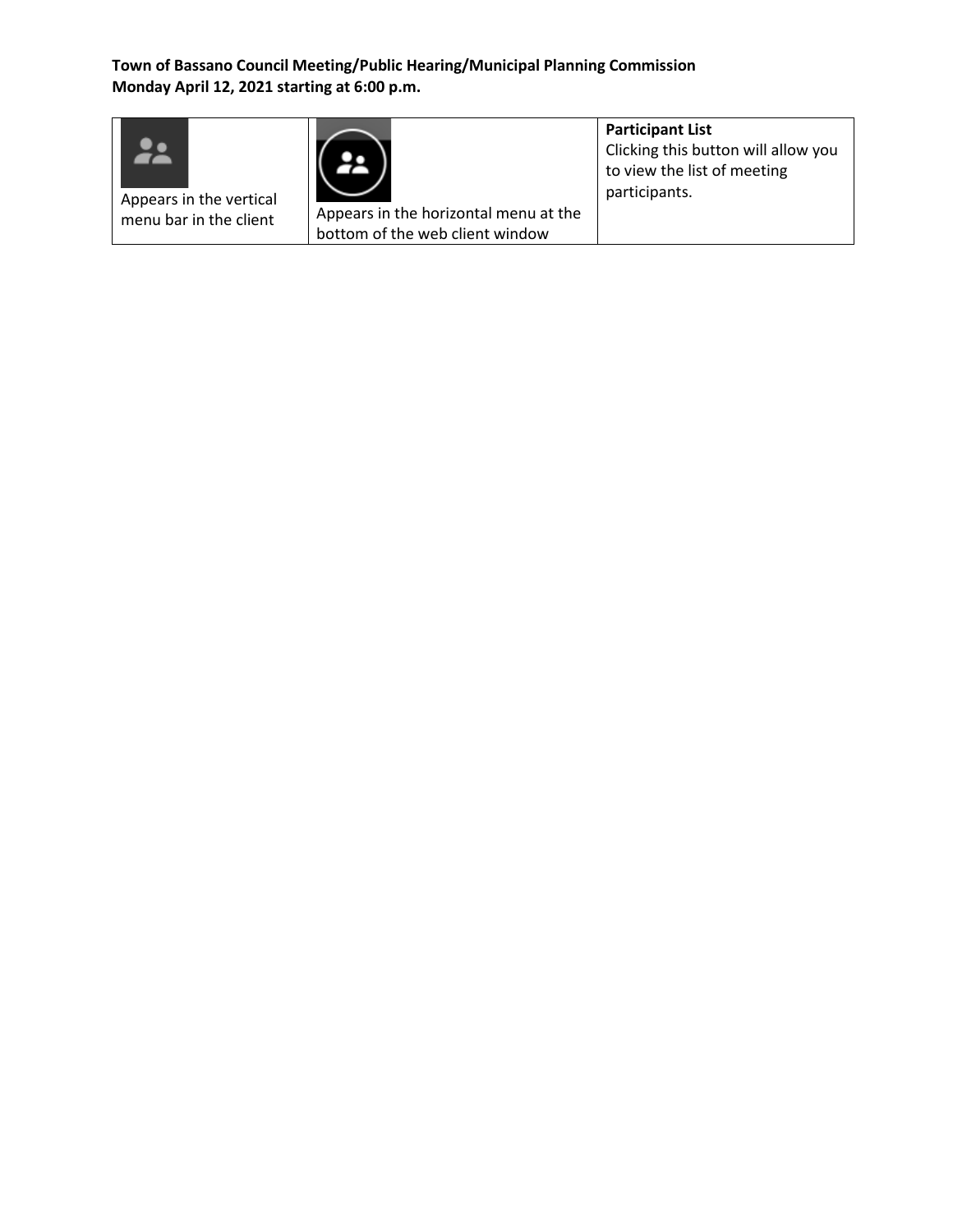**Town of Bassano Council Meeting/Public Hearing/Municipal Planning Commission**
**Monday April 12, 2021 starting at 6:00 p.m.**

| | | |
|---|---|---|
| Appears in the vertical menu bar in the client | Appears in the horizontal menu at the bottom of the web client window | **Participant List** Clicking this button will allow you to view the list of meeting participants. |